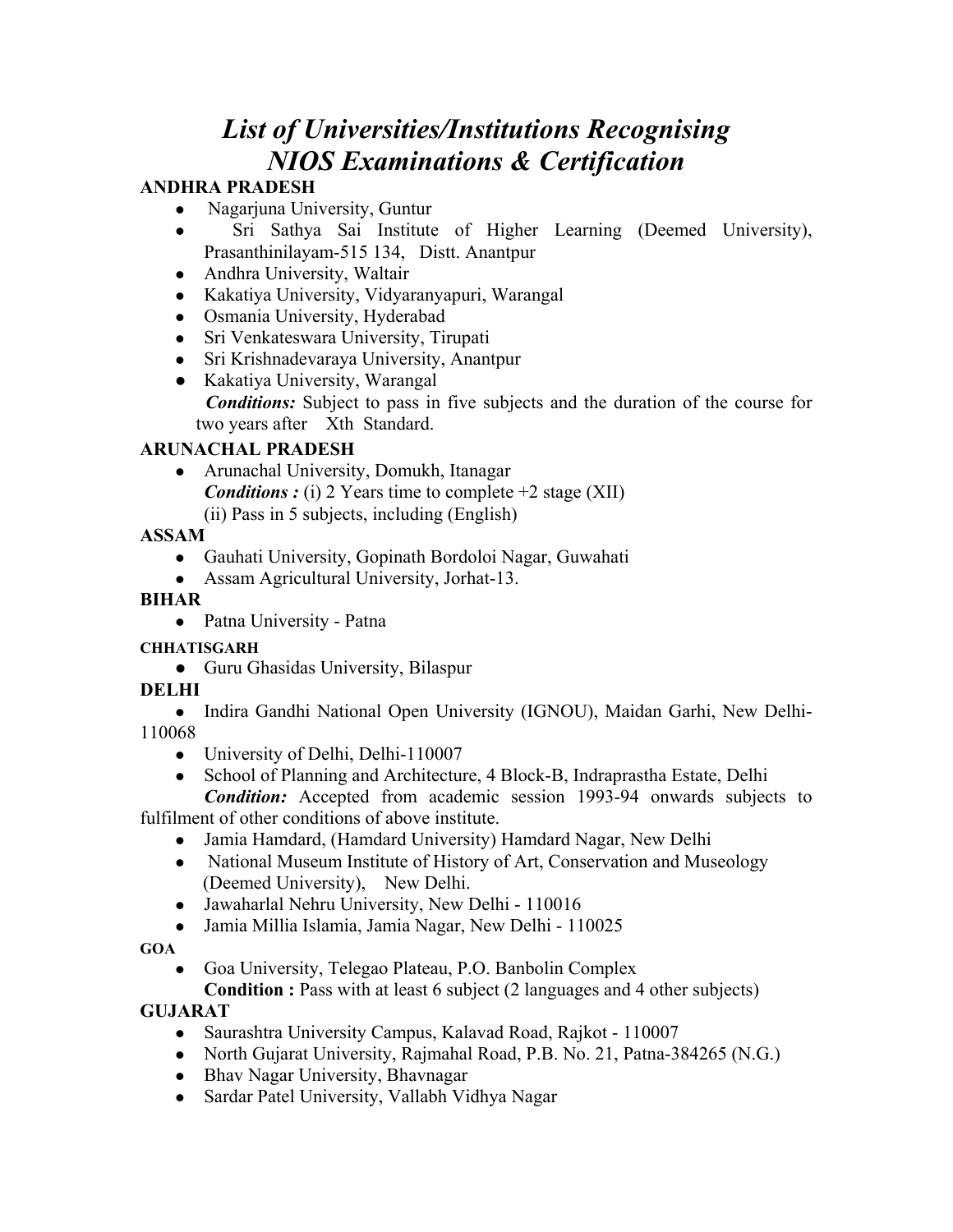# *List of Universities/Institutions Recognising NIOS Examinations & Certification*

**ANDHRA PRADESH**

- Nagarjuna University, Guntur
- Sri Sathya Sai Institute of Higher Learning (Deemed University), Prasanthinilayam-515 134, Distt. Anantpur
- Andhra University, Waltair
- Kakatiya University, Vidyaranyapuri, Warangal
- Osmania University, Hyderabad
- Sri Venkateswara University, Tirupati
- Sri Krishnadevaraya University, Anantpur
- Kakatiya University, Warangal

  ***Conditions:*** Subject to pass in five subjects and the duration of the course for two years after Xth Standard.

**ARUNACHAL PRADESH**

- Arunachal University, Domukh, Itanagar

  ***Conditions :*** (i) 2 Years time to complete +2 stage (XII)

  (ii) Pass in 5 subjects, including (English)

**ASSAM**

- Gauhati University, Gopinath Bordoloi Nagar, Guwahati
- Assam Agricultural University, Jorhat-13.

**BIHAR**

- Patna University - Patna

**CHHATISGARH**

- Guru Ghasidas University, Bilaspur

**DELHI**

- Indira Gandhi National Open University (IGNOU), Maidan Garhi, New Delhi-110068
- University of Delhi, Delhi-110007
- School of Planning and Architecture, 4 Block-B, Indraprastha Estate, Delhi

  ***Condition:*** Accepted from academic session 1993-94 onwards subjects to fulfilment of other conditions of above institute.

- Jamia Hamdard, (Hamdard University) Hamdard Nagar, New Delhi
- National Museum Institute of History of Art, Conservation and Museology (Deemed University), New Delhi.
- Jawaharlal Nehru University, New Delhi - 110016
- Jamia Millia Islamia, Jamia Nagar, New Delhi - 110025

**GOA**

- Goa University, Telegao Plateau, P.O. Banbolin Complex

  **Condition :** Pass with at least 6 subject (2 languages and 4 other subjects)

**GUJARAT**

- Saurashtra University Campus, Kalavad Road, Rajkot - 110007
- North Gujarat University, Rajmahal Road, P.B. No. 21, Patna-384265 (N.G.)
- Bhav Nagar University, Bhavnagar
- Sardar Patel University, Vallabh Vidhya Nagar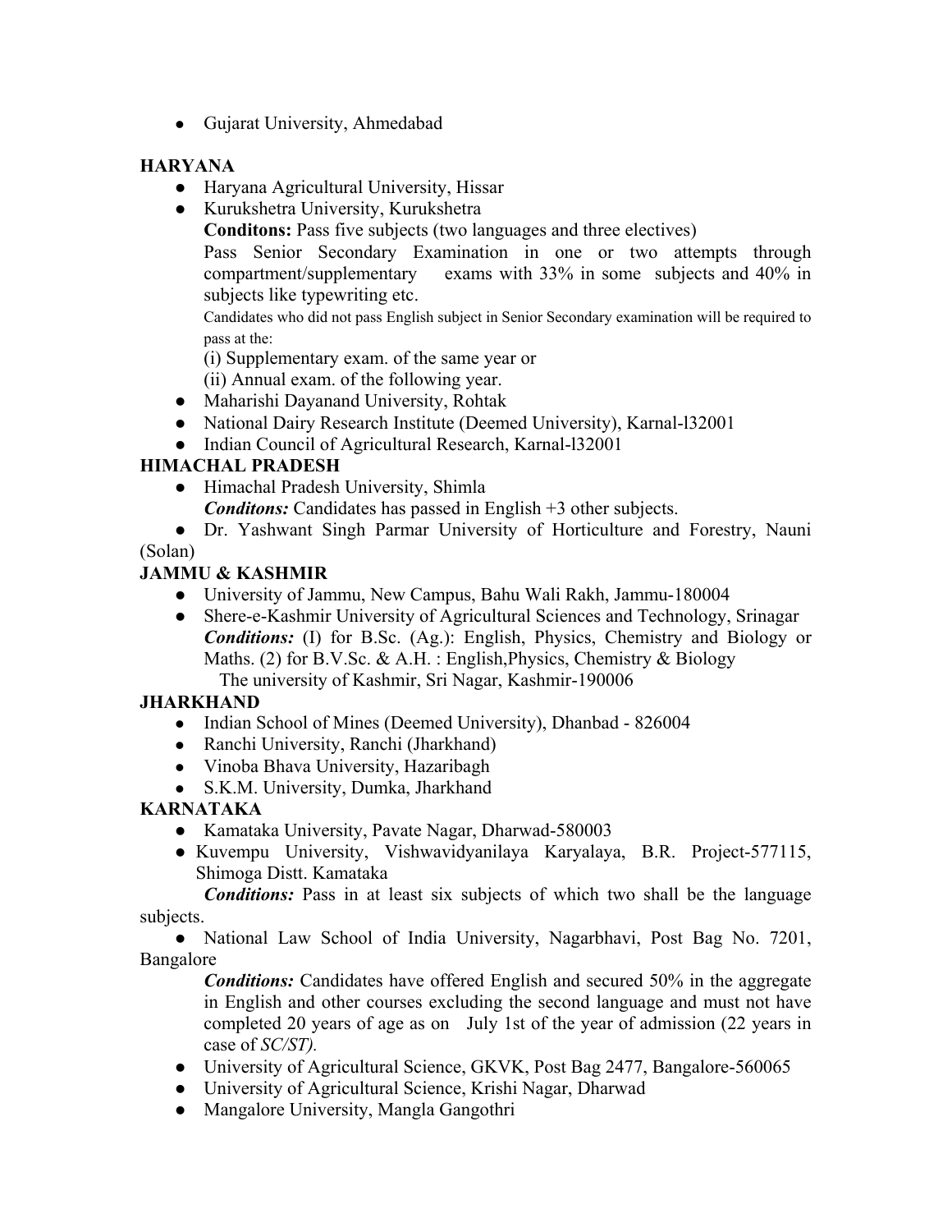- Gujarat University, Ahmedabad

**HARYANA**

- Haryana Agricultural University, Hissar
- Kurukshetra University, Kurukshetra

  **Conditons:** Pass five subjects (two languages and three electives)

  Pass Senior Secondary Examination in one or two attempts through compartment/supplementary exams with 33% in some subjects and 40% in subjects like typewriting etc.

  Candidates who did not pass English subject in Senior Secondary examination will be required to pass at the:

  (i) Supplementary exam. of the same year or

  (ii) Annual exam. of the following year.
- Maharishi Dayanand University, Rohtak
- National Dairy Research Institute (Deemed University), Karnal-l32001
- Indian Council of Agricultural Research, Karnal-l32001

**HIMACHAL PRADESH**

- Himachal Pradesh University, Shimla

  ***Conditons:*** Candidates has passed in English +3 other subjects.
- Dr. Yashwant Singh Parmar University of Horticulture and Forestry, Nauni (Solan)

**JAMMU & KASHMIR**

- University of Jammu, New Campus, Bahu Wali Rakh, Jammu-180004
- Shere-e-Kashmir University of Agricultural Sciences and Technology, Srinagar

  ***Conditions:*** (I) for B.Sc. (Ag.): English, Physics, Chemistry and Biology or Maths. (2) for B.V.Sc. & A.H. : English,Physics, Chemistry & Biology

  The university of Kashmir, Sri Nagar, Kashmir-190006

**JHARKHAND**

- Indian School of Mines (Deemed University), Dhanbad - 826004
- Ranchi University, Ranchi (Jharkhand)
- Vinoba Bhava University, Hazaribagh
- S.K.M. University, Dumka, Jharkhand

**KARNATAKA**

- Kamataka University, Pavate Nagar, Dharwad-580003
- Kuvempu University, Vishwavidyanilaya Karyalaya, B.R. Project-577115, Shimoga Distt. Kamataka

  ***Conditions:*** Pass in at least six subjects of which two shall be the language subjects.
- National Law School of India University, Nagarbhavi, Post Bag No. 7201, Bangalore

  ***Conditions:*** Candidates have offered English and secured 50% in the aggregate in English and other courses excluding the second language and must not have completed 20 years of age as on July 1st of the year of admission (22 years in case of *SC/ST).*
- University of Agricultural Science, GKVK, Post Bag 2477, Bangalore-560065
- University of Agricultural Science, Krishi Nagar, Dharwad
- Mangalore University, Mangla Gangothri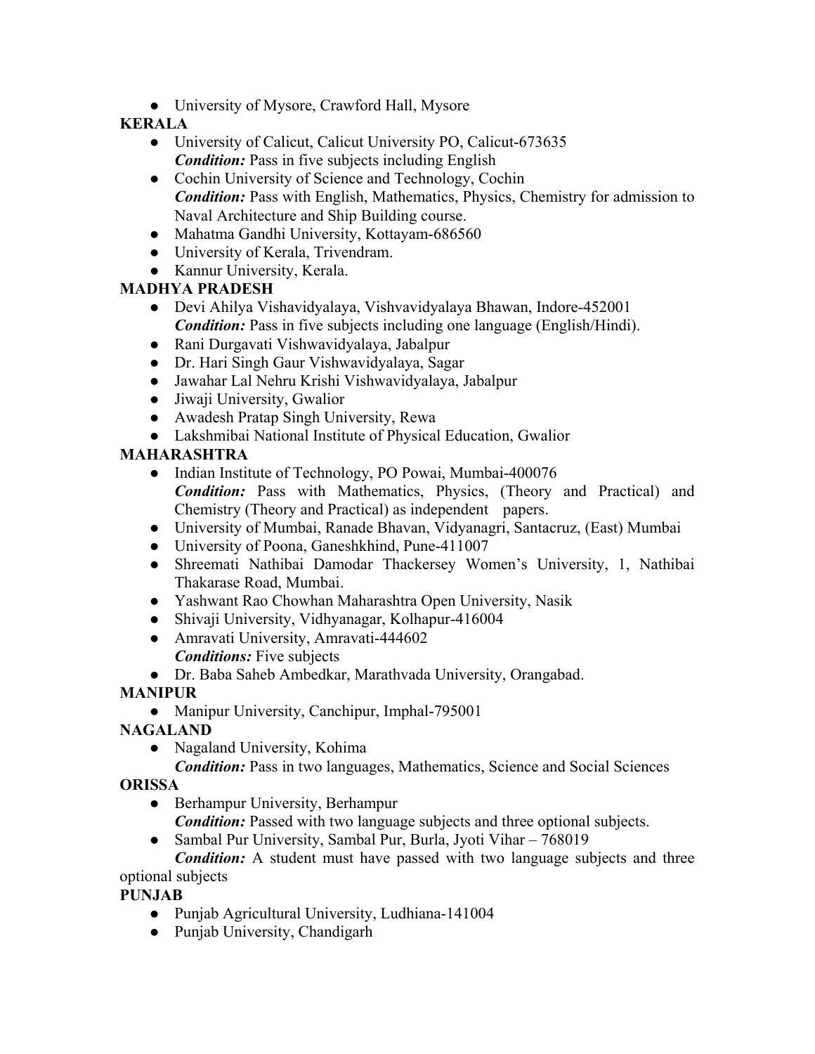- University of Mysore, Crawford Hall, Mysore

**KERALA**

- University of Calicut, Calicut University PO, Calicut-673635
  ***Condition:*** Pass in five subjects including English
- Cochin University of Science and Technology, Cochin
  ***Condition:*** Pass with English, Mathematics, Physics, Chemistry for admission to Naval Architecture and Ship Building course.
- Mahatma Gandhi University, Kottayam-686560
- University of Kerala, Trivendram.
- Kannur University, Kerala.

**MADHYA PRADESH**

- Devi Ahilya Vishavidyalaya, Vishvavidyalaya Bhawan, Indore-452001
  ***Condition:*** Pass in five subjects including one language (English/Hindi).
- Rani Durgavati Vishwavidyalaya, Jabalpur
- Dr. Hari Singh Gaur Vishwavidyalaya, Sagar
- Jawahar Lal Nehru Krishi Vishwavidyalaya, Jabalpur
- Jiwaji University, Gwalior
- Awadesh Pratap Singh University, Rewa
- Lakshmibai National Institute of Physical Education, Gwalior

**MAHARASHTRA**

- Indian Institute of Technology, PO Powai, Mumbai-400076
  ***Condition:*** Pass with Mathematics, Physics, (Theory and Practical) and Chemistry (Theory and Practical) as independent papers.
- University of Mumbai, Ranade Bhavan, Vidyanagri, Santacruz, (East) Mumbai
- University of Poona, Ganeshkhind, Pune-411007
- Shreemati Nathibai Damodar Thackersey Women's University, 1, Nathibai Thakarase Road, Mumbai.
- Yashwant Rao Chowhan Maharashtra Open University, Nasik
- Shivaji University, Vidhyanagar, Kolhapur-416004
- Amravati University, Amravati-444602
  ***Conditions:*** Five subjects
- Dr. Baba Saheb Ambedkar, Marathvada University, Orangabad.

**MANIPUR**

- Manipur University, Canchipur, Imphal-795001

**NAGALAND**

- Nagaland University, Kohima
  ***Condition:*** Pass in two languages, Mathematics, Science and Social Sciences

**ORISSA**

- Berhampur University, Berhampur
  ***Condition:*** Passed with two language subjects and three optional subjects.
- Sambal Pur University, Sambal Pur, Burla, Jyoti Vihar – 768019
  ***Condition:*** A student must have passed with two language subjects and three optional subjects

**PUNJAB**

- Punjab Agricultural University, Ludhiana-141004
- Punjab University, Chandigarh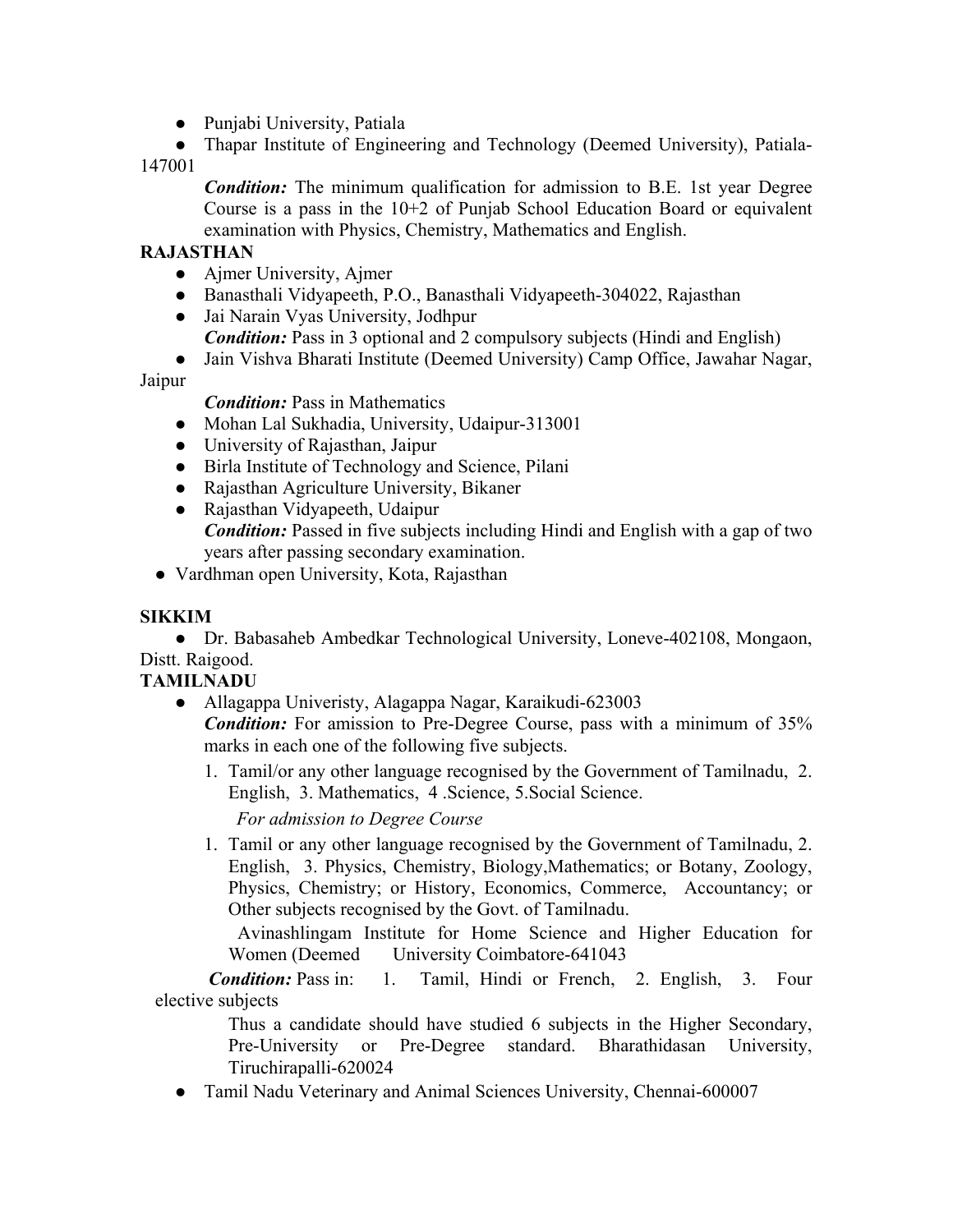- Punjabi University, Patiala
- Thapar Institute of Engineering and Technology (Deemed University), Patiala-147001

  ***Condition:*** The minimum qualification for admission to B.E. 1st year Degree Course is a pass in the 10+2 of Punjab School Education Board or equivalent examination with Physics, Chemistry, Mathematics and English.

**RAJASTHAN**

- Ajmer University, Ajmer
- Banasthali Vidyapeeth, P.O., Banasthali Vidyapeeth-304022, Rajasthan
- Jai Narain Vyas University, Jodhpur

  ***Condition:*** Pass in 3 optional and 2 compulsory subjects (Hindi and English)
- Jain Vishva Bharati Institute (Deemed University) Camp Office, Jawahar Nagar, Jaipur

  ***Condition:*** Pass in Mathematics
- Mohan Lal Sukhadia, University, Udaipur-313001
- University of Rajasthan, Jaipur
- Birla Institute of Technology and Science, Pilani
- Rajasthan Agriculture University, Bikaner
- Rajasthan Vidyapeeth, Udaipur

  ***Condition:*** Passed in five subjects including Hindi and English with a gap of two years after passing secondary examination.
- Vardhman open University, Kota, Rajasthan

**SIKKIM**

- Dr. Babasaheb Ambedkar Technological University, Loneve-402108, Mongaon, Distt. Raigood.

**TAMILNADU**

- Allagappa Univeristy, Alagappa Nagar, Karaikudi-623003

  ***Condition:*** For amission to Pre-Degree Course, pass with a minimum of 35% marks in each one of the following five subjects.

  1. Tamil/or any other language recognised by the Government of Tamilnadu, 2. English, 3. Mathematics, 4 .Science, 5.Social Science.

  *For admission to Degree Course*

  1. Tamil or any other language recognised by the Government of Tamilnadu, 2. English, 3. Physics, Chemistry, Biology,Mathematics; or Botany, Zoology, Physics, Chemistry; or History, Economics, Commerce, Accountancy; or Other subjects recognised by the Govt. of Tamilnadu.

     Avinashlingam Institute for Home Science and Higher Education for Women (Deemed University Coimbatore-641043

  ***Condition:*** Pass in: 1. Tamil, Hindi or French, 2. English, 3. Four elective subjects

  Thus a candidate should have studied 6 subjects in the Higher Secondary, Pre-University or Pre-Degree standard. Bharathidasan University, Tiruchirapalli-620024
- Tamil Nadu Veterinary and Animal Sciences University, Chennai-600007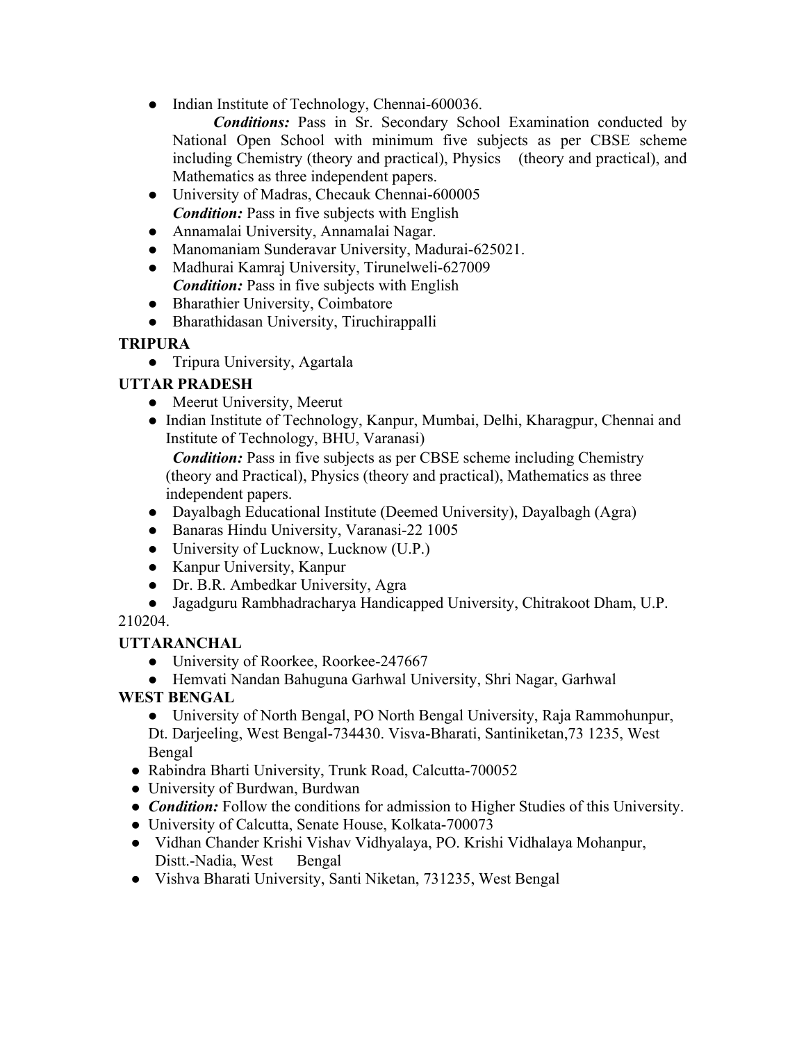- Indian Institute of Technology, Chennai-600036.

  ***Conditions:*** Pass in Sr. Secondary School Examination conducted by National Open School with minimum five subjects as per CBSE scheme including Chemistry (theory and practical), Physics (theory and practical), and Mathematics as three independent papers.
- University of Madras, Checauk Chennai-600005

  ***Condition:*** Pass in five subjects with English
- Annamalai University, Annamalai Nagar.
- Manomaniam Sunderavar University, Madurai-625021.
- Madhurai Kamraj University, Tirunelweli-627009

  ***Condition:*** Pass in five subjects with English
- Bharathier University, Coimbatore
- Bharathidasan University, Tiruchirappalli

**TRIPURA**

- Tripura University, Agartala

**UTTAR PRADESH**

- Meerut University, Meerut
- Indian Institute of Technology, Kanpur, Mumbai, Delhi, Kharagpur, Chennai and Institute of Technology, BHU, Varanasi)

  ***Condition:*** Pass in five subjects as per CBSE scheme including Chemistry (theory and Practical), Physics (theory and practical), Mathematics as three independent papers.
- Dayalbagh Educational Institute (Deemed University), Dayalbagh (Agra)
- Banaras Hindu University, Varanasi-22 1005
- University of Lucknow, Lucknow (U.P.)
- Kanpur University, Kanpur
- Dr. B.R. Ambedkar University, Agra
- Jagadguru Rambhadracharya Handicapped University, Chitrakoot Dham, U.P. 210204.

**UTTARANCHAL**

- University of Roorkee, Roorkee-247667
- Hemvati Nandan Bahuguna Garhwal University, Shri Nagar, Garhwal

**WEST BENGAL**

- University of North Bengal, PO North Bengal University, Raja Rammohunpur, Dt. Darjeeling, West Bengal-734430. Visva-Bharati, Santiniketan,73 1235, West Bengal
- Rabindra Bharti University, Trunk Road, Calcutta-700052
- University of Burdwan, Burdwan
- ***Condition:*** Follow the conditions for admission to Higher Studies of this University.
- University of Calcutta, Senate House, Kolkata-700073
- Vidhan Chander Krishi Vishav Vidhyalaya, PO. Krishi Vidhalaya Mohanpur, Distt.-Nadia, West Bengal
- Vishva Bharati University, Santi Niketan, 731235, West Bengal